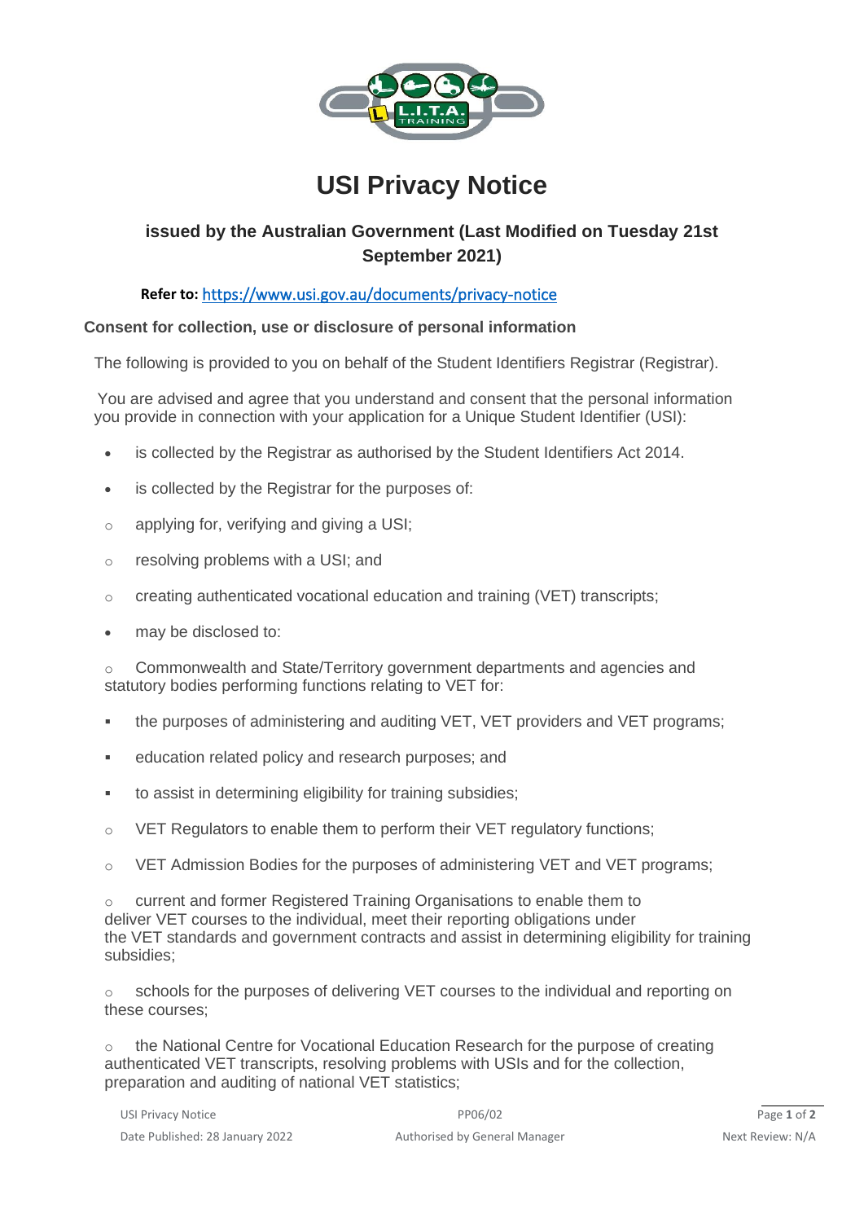# USI Privacy Notice

### issued by the Australian Government (Last Modified on Tuesday 21st September 2021)

**Refer to:** https://www.usi.gov.au/documents/privacy-notice

**Consent for collection, use or disclosure of personal information**

The following is provided to you on behalf of the Student Identifiers Registrar (Registrar).

You are advised and agree that you understand and consent that the personal information you provide in connection with your application for a Unique Student Identifier (USI):

- is collected by the Registrar as authorised by the Student Identifiers Act 2014.
- is collected by the Registrar for the purposes of:
  - applying for, verifying and giving a USI;
  - resolving problems with a USI; and
  - creating authenticated vocational education and training (VET) transcripts;
- may be disclosed to:
  - Commonwealth and State/Territory government departments and agencies and statutory bodies performing functions relating to VET for:
    - the purposes of administering and auditing VET, VET providers and VET programs;
    - education related policy and research purposes; and
    - to assist in determining eligibility for training subsidies;
  - VET Regulators to enable them to perform their VET regulatory functions;
  - VET Admission Bodies for the purposes of administering VET and VET programs;
  - current and former Registered Training Organisations to enable them to deliver VET courses to the individual, meet their reporting obligations under the VET standards and government contracts and assist in determining eligibility for training subsidies;
  - schools for the purposes of delivering VET courses to the individual and reporting on these courses;
  - the National Centre for Vocational Education Research for the purpose of creating authenticated VET transcripts, resolving problems with USIs and for the collection, preparation and auditing of national VET statistics;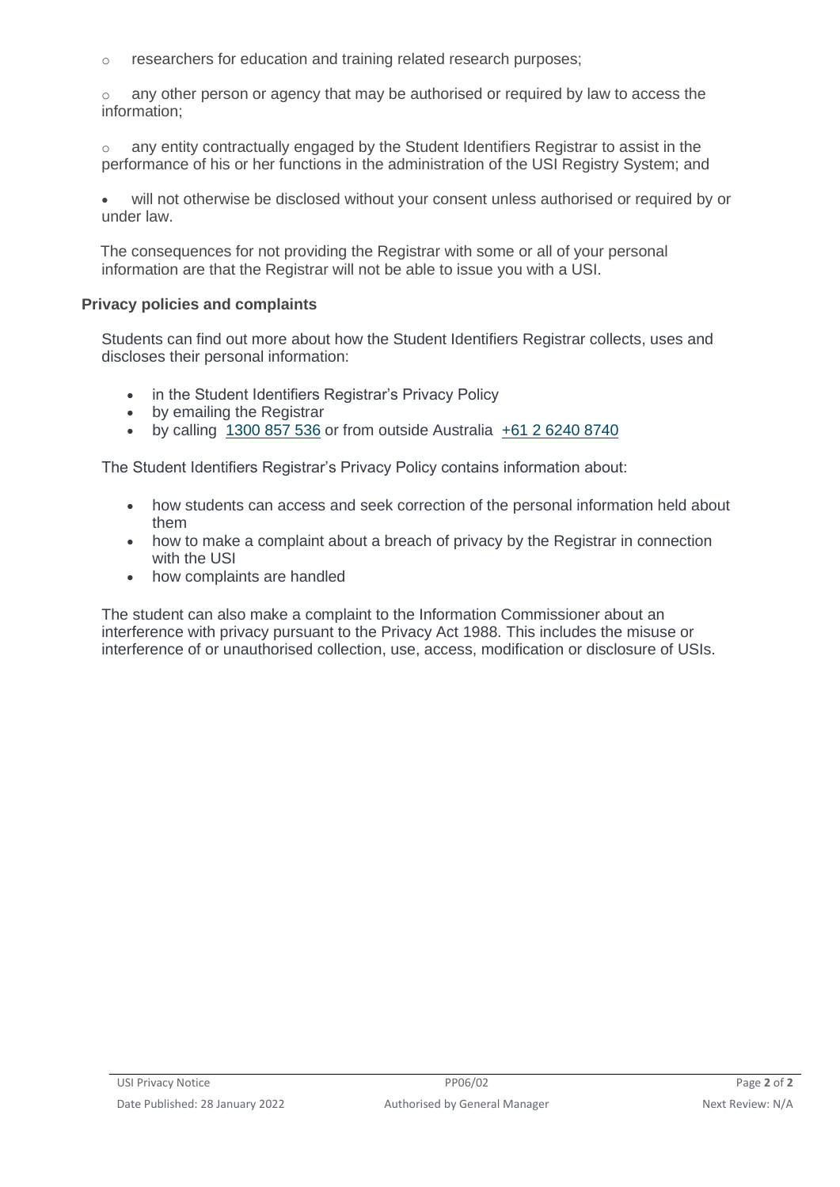- researchers for education and training related research purposes;
  - any other person or agency that may be authorised or required by law to access the information;
  - any entity contractually engaged by the Student Identifiers Registrar to assist in the performance of his or her functions in the administration of the USI Registry System; and
- will not otherwise be disclosed without your consent unless authorised or required by or under law.

The consequences for not providing the Registrar with some or all of your personal information are that the Registrar will not be able to issue you with a USI.

**Privacy policies and complaints**

Students can find out more about how the Student Identifiers Registrar collects, uses and discloses their personal information:

- in the Student Identifiers Registrar's Privacy Policy
- by emailing the Registrar
- by calling 1300 857 536 or from outside Australia +61 2 6240 8740

The Student Identifiers Registrar's Privacy Policy contains information about:

- how students can access and seek correction of the personal information held about them
- how to make a complaint about a breach of privacy by the Registrar in connection with the USI
- how complaints are handled

The student can also make a complaint to the Information Commissioner about an interference with privacy pursuant to the Privacy Act 1988. This includes the misuse or interference of or unauthorised collection, use, access, modification or disclosure of USIs.